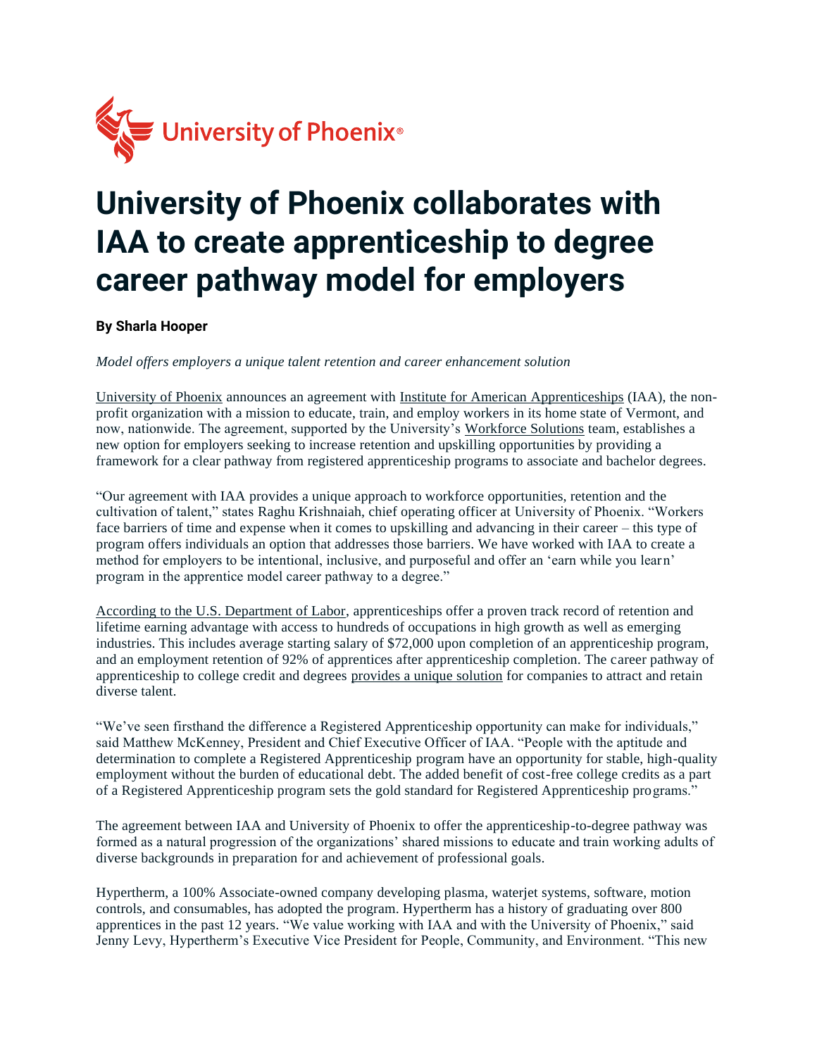University of Phoenix®

# University of Phoenix collaborates with IAA to create apprenticeship to degree career pathway model for employers

**By Sharla Hooper**

*Model offers employers a unique talent retention and career enhancement solution*

University of Phoenix announces an agreement with Institute for American Apprenticeships (IAA), the non-profit organization with a mission to educate, train, and employ workers in its home state of Vermont, and now, nationwide. The agreement, supported by the University's Workforce Solutions team, establishes a new option for employers seeking to increase retention and upskilling opportunities by providing a framework for a clear pathway from registered apprenticeship programs to associate and bachelor degrees.

"Our agreement with IAA provides a unique approach to workforce opportunities, retention and the cultivation of talent," states Raghu Krishnaiah, chief operating officer at University of Phoenix. "Workers face barriers of time and expense when it comes to upskilling and advancing in their career – this type of program offers individuals an option that addresses those barriers. We have worked with IAA to create a method for employers to be intentional, inclusive, and purposeful and offer an 'earn while you learn' program in the apprentice model career pathway to a degree."

According to the U.S. Department of Labor, apprenticeships offer a proven track record of retention and lifetime earning advantage with access to hundreds of occupations in high growth as well as emerging industries. This includes average starting salary of $72,000 upon completion of an apprenticeship program, and an employment retention of 92% of apprentices after apprenticeship completion. The career pathway of apprenticeship to college credit and degrees provides a unique solution for companies to attract and retain diverse talent.

"We've seen firsthand the difference a Registered Apprenticeship opportunity can make for individuals," said Matthew McKenney, President and Chief Executive Officer of IAA. "People with the aptitude and determination to complete a Registered Apprenticeship program have an opportunity for stable, high-quality employment without the burden of educational debt. The added benefit of cost-free college credits as a part of a Registered Apprenticeship program sets the gold standard for Registered Apprenticeship programs."

The agreement between IAA and University of Phoenix to offer the apprenticeship-to-degree pathway was formed as a natural progression of the organizations' shared missions to educate and train working adults of diverse backgrounds in preparation for and achievement of professional goals.

Hypertherm, a 100% Associate-owned company developing plasma, waterjet systems, software, motion controls, and consumables, has adopted the program. Hypertherm has a history of graduating over 800 apprentices in the past 12 years. "We value working with IAA and with the University of Phoenix," said Jenny Levy, Hypertherm's Executive Vice President for People, Community, and Environment. "This new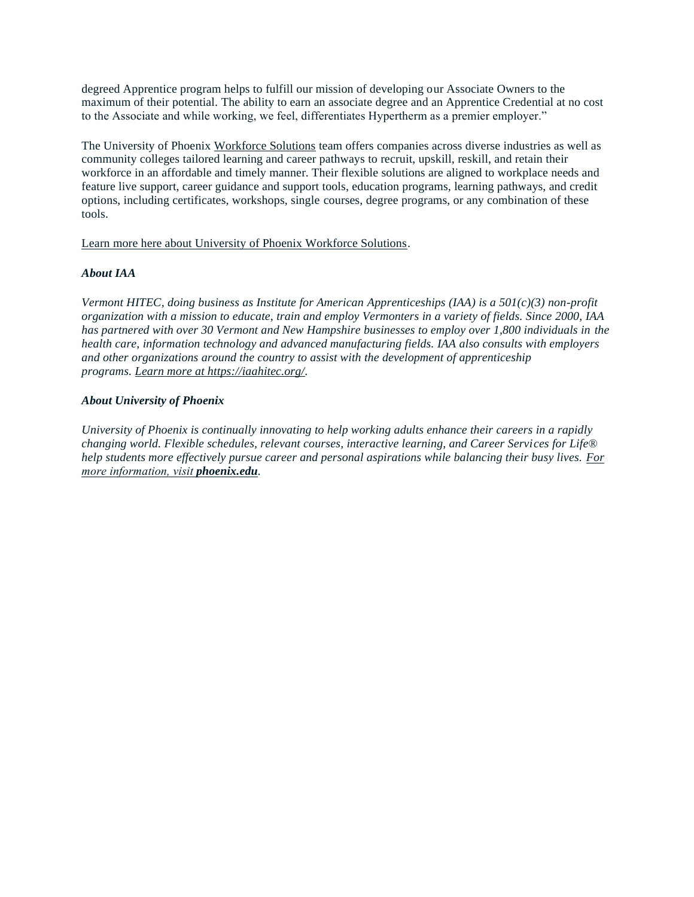degreed Apprentice program helps to fulfill our mission of developing our Associate Owners to the maximum of their potential. The ability to earn an associate degree and an Apprentice Credential at no cost to the Associate and while working, we feel, differentiates Hypertherm as a premier employer."

The University of Phoenix Workforce Solutions team offers companies across diverse industries as well as community colleges tailored learning and career pathways to recruit, upskill, reskill, and retain their workforce in an affordable and timely manner. Their flexible solutions are aligned to workplace needs and feature live support, career guidance and support tools, education programs, learning pathways, and credit options, including certificates, workshops, single courses, degree programs, or any combination of these tools.

Learn more here about University of Phoenix Workforce Solutions.

***About IAA***

*Vermont HITEC, doing business as Institute for American Apprenticeships (IAA) is a 501(c)(3) non-profit organization with a mission to educate, train and employ Vermonters in a variety of fields. Since 2000, IAA has partnered with over 30 Vermont and New Hampshire businesses to employ over 1,800 individuals in the health care, information technology and advanced manufacturing fields. IAA also consults with employers and other organizations around the country to assist with the development of apprenticeship programs. Learn more at https://iaahitec.org/.*

***About University of Phoenix***

*University of Phoenix is continually innovating to help working adults enhance their careers in a rapidly changing world. Flexible schedules, relevant courses, interactive learning, and Career Services for Life® help students more effectively pursue career and personal aspirations while balancing their busy lives. For more information, visit **phoenix.edu**.*